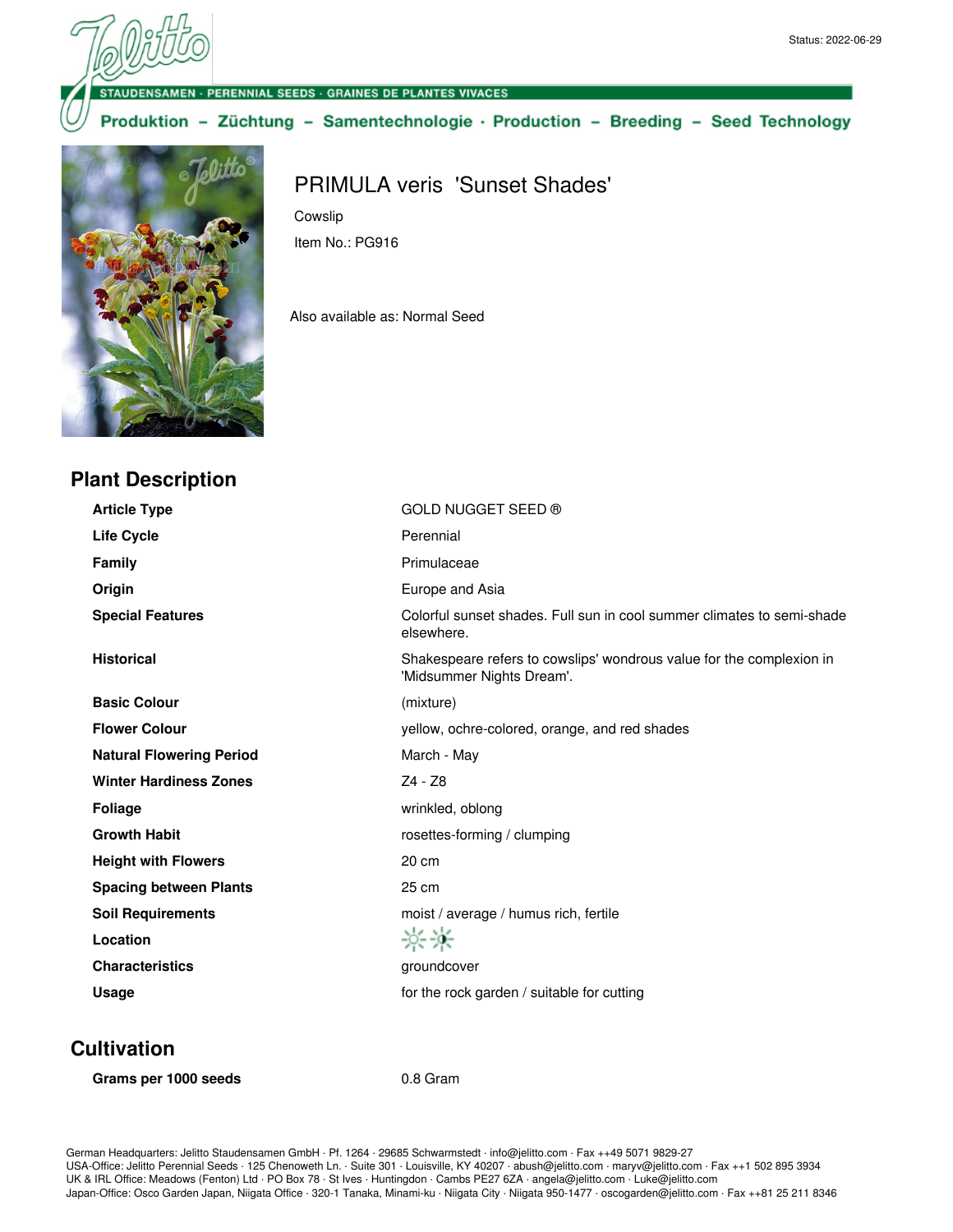Status: 2022-06-29

STAUDENSAMEN · PERENNIAL SEEDS · GRAINES DE PLANTES VIVACES

Produktion – Züchtung – Samentechnologie · Production – Breeding – Seed Technology

# PRIMULA veris 'Sunset Shades'

Cowslip

Item No.: PG916

Also available as: Normal Seed

## Plant Description

| | |
|---|---|
| **Article Type** | GOLD NUGGET SEED ® |
| **Life Cycle** | Perennial |
| **Family** | Primulaceae |
| **Origin** | Europe and Asia |
| **Special Features** | Colorful sunset shades. Full sun in cool summer climates to semi-shade elsewhere. |
| **Historical** | Shakespeare refers to cowslips' wondrous value for the complexion in 'Midsummer Nights Dream'. |
| **Basic Colour** | (mixture) |
| **Flower Colour** | yellow, ochre-colored, orange, and red shades |
| **Natural Flowering Period** | March - May |
| **Winter Hardiness Zones** | Z4 - Z8 |
| **Foliage** | wrinkled, oblong |
| **Growth Habit** | rosettes-forming / clumping |
| **Height with Flowers** | 20 cm |
| **Spacing between Plants** | 25 cm |
| **Soil Requirements** | moist / average / humus rich, fertile |
| **Location** | |
| **Characteristics** | groundcover |
| **Usage** | for the rock garden / suitable for cutting |

## Cultivation

| | |
|---|---|
| **Grams per 1000 seeds** | 0.8 Gram |

German Headquarters: Jelitto Staudensamen GmbH · Pf. 1264 · 29685 Schwarmstedt · info@jelitto.com · Fax ++49 5071 9829-27
USA-Office: Jelitto Perennial Seeds · 125 Chenoweth Ln. · Suite 301 · Louisville, KY 40207 · abush@jelitto.com · maryv@jelitto.com · Fax ++1 502 895 3934
UK & IRL Office: Meadows (Fenton) Ltd · PO Box 78 · St Ives · Huntingdon · Cambs PE27 6ZA · angela@jelitto.com · Luke@jelitto.com
Japan-Office: Osco Garden Japan, Niigata Office · 320-1 Tanaka, Minami-ku · Niigata City · Niigata 950-1477 · oscogarden@jelitto.com · Fax ++81 25 211 8346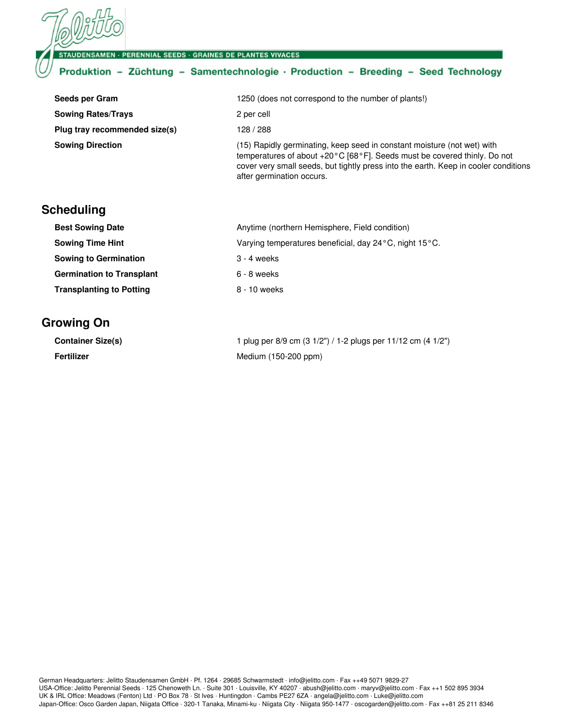| | |
|---|---|
| **Seeds per Gram** | 1250 (does not correspond to the number of plants!) |
| **Sowing Rates/Trays** | 2 per cell |
| **Plug tray recommended size(s)** | 128 / 288 |
| **Sowing Direction** | (15) Rapidly germinating, keep seed in constant moisture (not wet) with temperatures of about +20°C [68°F]. Seeds must be covered thinly. Do not cover very small seeds, but tightly press into the earth. Keep in cooler conditions after germination occurs. |

## Scheduling

| | |
|---|---|
| **Best Sowing Date** | Anytime (northern Hemisphere, Field condition) |
| **Sowing Time Hint** | Varying temperatures beneficial, day 24°C, night 15°C. |
| **Sowing to Germination** | 3 - 4 weeks |
| **Germination to Transplant** | 6 - 8 weeks |
| **Transplanting to Potting** | 8 - 10 weeks |

## Growing On

| | |
|---|---|
| **Container Size(s)** | 1 plug per 8/9 cm (3 1/2") / 1-2 plugs per 11/12 cm (4 1/2") |
| **Fertilizer** | Medium (150-200 ppm) |

German Headquarters: Jelitto Staudensamen GmbH · Pf. 1264 · 29685 Schwarmstedt · info@jelitto.com · Fax ++49 5071 9829-27
USA-Office: Jelitto Perennial Seeds · 125 Chenoweth Ln. · Suite 301 · Louisville, KY 40207 · abush@jelitto.com · maryv@jelitto.com · Fax ++1 502 895 3934
UK & IRL Office: Meadows (Fenton) Ltd · PO Box 78 · St Ives · Huntingdon · Cambs PE27 6ZA · angela@jelitto.com · Luke@jelitto.com
Japan-Office: Osco Garden Japan, Niigata Office · 320-1 Tanaka, Minami-ku · Niigata City · Niigata 950-1477 · oscogarden@jelitto.com · Fax ++81 25 211 8346